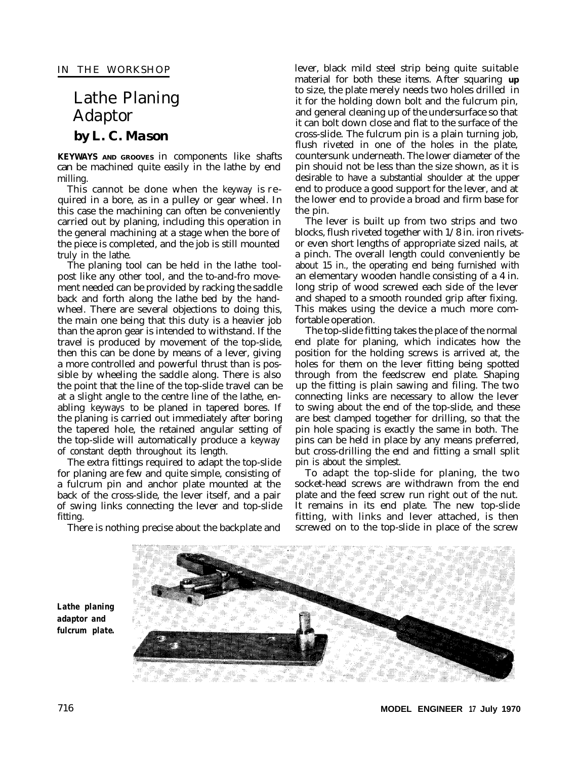IN THE WORKSHOP

# Lathe Planing Adaptor

## by L. C. Mason

**KEYWAYS AND GROOVES** in components like shafts can be machined quite easily in the lathe by end milling.

This cannot be done when the keyway is required in a bore, as in a pulley or gear wheel. In this case the machining can often be conveniently carried out by planing, including this operation in the general machining at a stage when the bore of the piece is completed, and the job is still mounted truly in the lathe.

The planing tool can be held in the lathe toolpost like any other tool, and the to-and-fro movement needed can be provided by racking the saddle back and forth along the lathe bed by the handwheel. There are several objections to doing this, the main one being that this duty is a heavier job than the apron gear is intended to withstand. If the travel is produced by movement of the top-slide, then this can be done by means of a lever, giving a more controlled and powerful thrust than is possible by wheeling the saddle along. There is also the point that the line of the top-slide travel can be at a slight angle to the centre line of the lathe, enabling keyways to be planed in tapered bores. If the planing is carried out immediately after boring the tapered hole, the retained angular setting of the top-slide will automatically produce a keyway of constant depth throughout its length.

The extra fittings required to adapt the top-slide for planing are few and quite simple, consisting of a fulcrum pin and anchor plate mounted at the back of the cross-slide, the lever itself, and a pair of swing links connecting the lever and top-slide fitting.

There is nothing precise about the backplate and lever, black mild steel strip being quite suitable material for both these items. After squaring **up** to size, the plate merely needs two holes drilled in it for the holding down bolt and the fulcrum pin, and general cleaning up of the undersurface so that it can bolt down close and flat to the surface of the cross-slide. The fulcrum pin is a plain turning job, flush riveted in one of the holes in the plate, countersunk underneath. The lower diameter of the pin shouid not be less than the size shown, as it is desirable to have a substantial shoulder at the upper end to produce a good support for the lever, and at the lower end to provide a broad and firm base for the pin.

The lever is built up from two strips and two blocks, flush riveted together with 1/8 in. iron rivets-or even short lengths of appropriate sized nails, at a pinch. The overall length could conveniently be about 15 in., the operating end being furnished with an elementary wooden handle consisting of a 4 in. long strip of wood screwed each side of the lever and shaped to a smooth rounded grip after fixing. This makes using the device a much more comfortable operation.

The top-slide fitting takes the place of the normal end plate for planing, which indicates how the position for the holding screws is arrived at, the holes for them on the lever fitting being spotted through from the feedscrew end plate. Shaping up the fitting is plain sawing and filing. The two connecting links are necessary to allow the lever to swing about the end of the top-slide, and these are best clamped together for drilling, so that the pin hole spacing is exactly the same in both. The pins can be held in place by any means preferred, but cross-drilling the end and fitting a small split pin is about the simplest.

To adapt the top-slide for planing, the two socket-head screws are withdrawn from the end plate and the feed screw run right out of the nut. It remains in its end plate. The new top-slide fitting, with links and lever attached, is then screwed on to the top-slide in place of the screw

*Lathe planing adaptor and fulcrum plate.*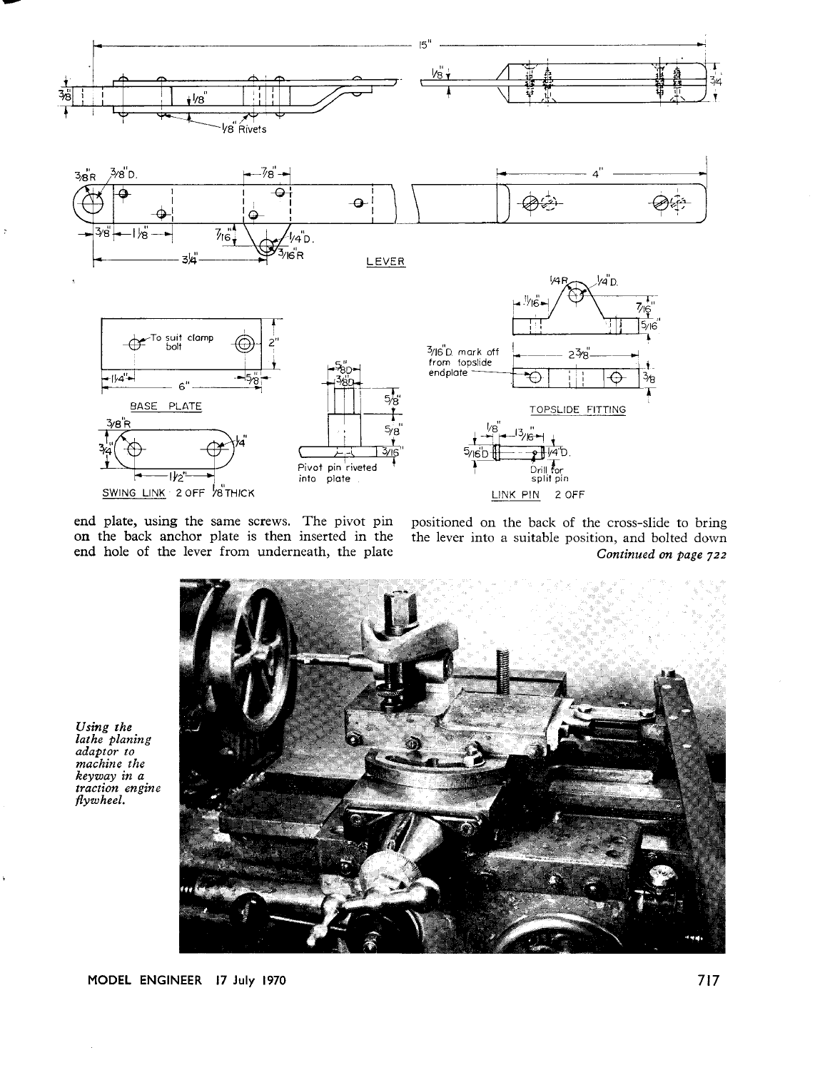end plate, using the same screws. The pivot pin on the back anchor plate is then inserted in the end hole of the lever from underneath, the plate positioned on the back of the cross-slide to bring the lever into a suitable position, and bolted down

*Continued on page 722*

*Using the lathe planing adaptor to machine the keyway in a traction engine flywheel.*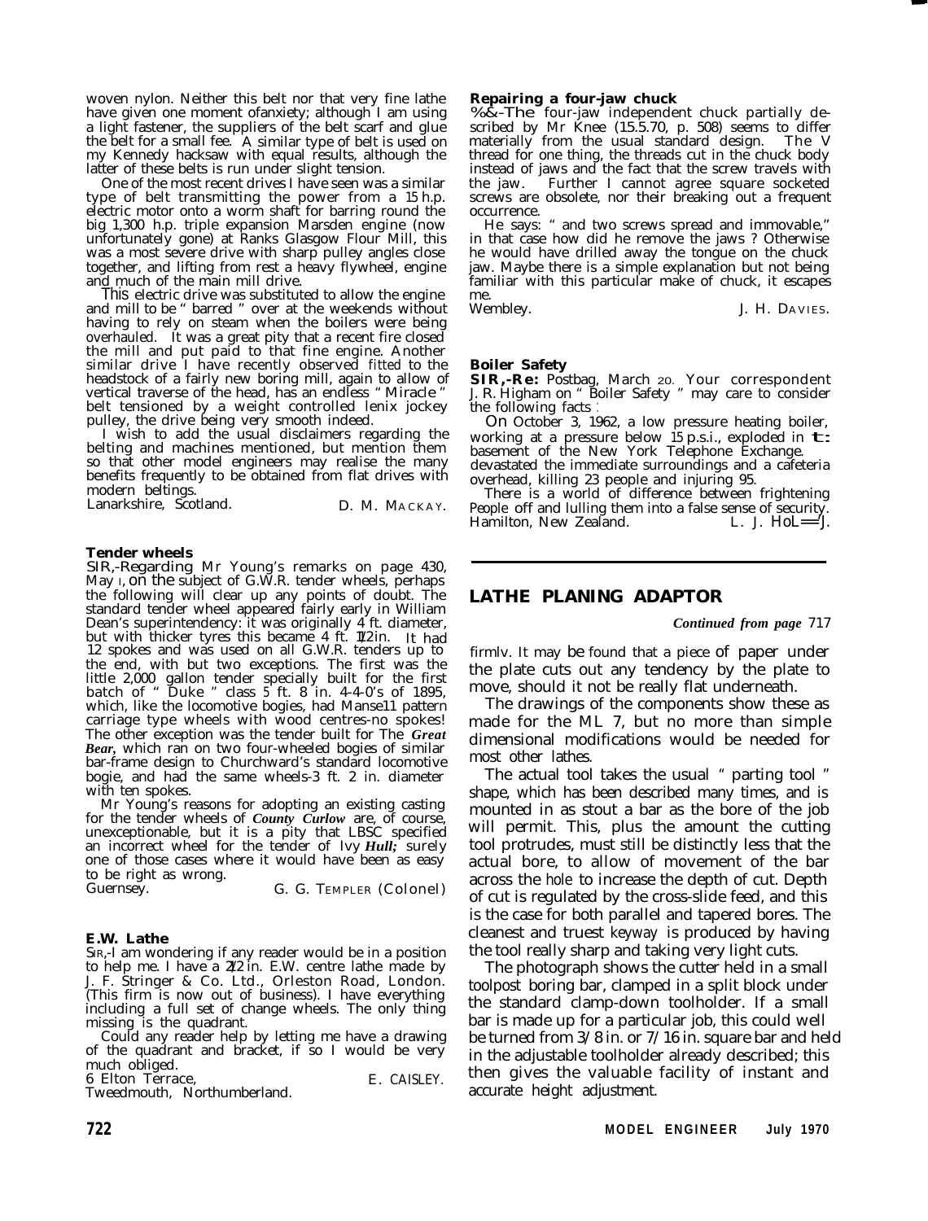woven nylon. Neither this belt nor that very fine lathe have given one moment ofanxiety; although I am using a light fastener, the suppliers of the belt scarf and glue the belt for a small fee. A similar type of belt is used on my Kennedy hacksaw with equal results, although the latter of these belts is run under slight tension.

One of the most recent drives I have seen was a similar type of belt transmitting the power from a 15 h.p. electric motor onto a worm shaft for barring round the big 1,300 h.p. triple expansion Marsden engine (now unfortunately gone) at Ranks Glasgow Flour Mill, this was a most severe drive with sharp pulley angles close together, and lifting from rest a heavy flywheel, engine and much of the main mill drive.

This electric drive was substituted to allow the engine and mill to be " barred " over at the weekends without having to rely on steam when the boilers were being overhauled. It was a great pity that a recent fire closed the mill and put paid to that fine engine. Another similar drive I have recently observed fitted to the headstock of a fairly new boring mill, again to allow of vertical traverse of the head, has an endless " Miracle " belt tensioned by a weight controlled lenix jockey pulley, the drive being very smooth indeed.

I wish to add the usual disclaimers regarding the belting and machines mentioned, but mention them so that other model engineers may realise the many benefits frequently to be obtained from flat drives with modern beltings.

Lanarkshire, Scotland. D. M. MACKAY.

**Tender wheels**

SIR,-Regarding Mr Young's remarks on page 430, May 1, on the subject of G.W.R. tender wheels, perhaps the following will clear up any points of doubt. The standard tender wheel appeared fairly early in William Dean's superintendency: it was originally 4 ft. diameter, but with thicker tyres this became 4 ft. 1½ in. It had 12 spokes and was used on all G.W.R. tenders up to the end, with but two exceptions. The first was the little 2,000 gallon tender specially built for the first batch of " Duke " class 5 ft. 8 in. 4-4-0's of 1895, which, like the locomotive bogies, had Mansell pattern carriage type wheels with wood centres-no spokes! The other exception was the tender built for The ***Great Bear***, which ran on two four-wheeled bogies of similar bar-frame design to Churchward's standard locomotive bogie, and had the same wheels-3 ft. 2 in. diameter with ten spokes.

Mr Young's reasons for adopting an existing casting for the tender wheels of ***County Curlow*** are, of course, unexceptionable, but it is a pity that LBSC specified an incorrect wheel for the tender of Ivy ***Hull;*** surely one of those cases where it would have been as easy to be right as wrong.

Guernsey. G. G. TEMPLER (Colonel)

**E.W. Lathe**

SIR,-I am wondering if any reader would be in a position to help me. I have a 2½ in. E.W. centre lathe made by J. F. Stringer & Co. Ltd., Orleston Road, London. (This firm is now out of business). I have everything including a full set of change wheels. The only thing missing is the quadrant.

Could any reader help by letting me have a drawing of the quadrant and bracket, if so I would be very much obliged.

6 Elton Terrace, E. CAISLEY.
Tweedmouth, Northumberland.

**Repairing a four-jaw chuck**

%&-The four-jaw independent chuck partially described by Mr Knee (15.5.70, p. 508) seems to differ materially from the usual standard design. The V thread for one thing, the threads cut in the chuck body instead of jaws and the fact that the screw travels with the jaw. Further I cannot agree square socketed screws are obsolete, nor their breaking out a frequent occurrence.

He says: " and two screws spread and immovable," in that case how did he remove the jaws ? Otherwise he would have drilled away the tongue on the chuck jaw. Maybe there is a simple explanation but not being familiar with this particular make of chuck, it escapes me.

Wembley. J. H. DAVIES.

**Boiler Safety**

**SIR,-Re:** Postbag, March 20. Your correspondent J. R. Higham on " Boiler Safety " may care to consider the following facts :

On October 3, 1962, a low pressure heating boiler, working at a pressure below 15 p.s.i., exploded in the basement of the New York Telephone Exchange. devastated the immediate surroundings and a cafeteria overhead, killing 23 people and injuring 95.

There is a world of difference between frightening People off and lulling them into a false sense of security.

Hamilton, New Zealand. L. J. HoL—J.

## LATHE PLANING ADAPTOR

*Continued from page 717*

firmly. It may be found that a piece of paper under the plate cuts out any tendency by the plate to move, should it not be really flat underneath.

The drawings of the components show these as made for the ML 7, but no more than simple dimensional modifications would be needed for most other lathes.

The actual tool takes the usual " parting tool " shape, which has been described many times, and is mounted in as stout a bar as the bore of the job will permit. This, plus the amount the cutting tool protrudes, must still be distinctly less that the actual bore, to allow of movement of the bar across the hole to increase the depth of cut. Depth of cut is regulated by the cross-slide feed, and this is the case for both parallel and tapered bores. The cleanest and truest keyway is produced by having the tool really sharp and taking very light cuts.

The photograph shows the cutter held in a small toolpost boring bar, clamped in a split block under the standard clamp-down toolholder. If a small bar is made up for a particular job, this could well be turned from 3/8 in. or 7/16 in. square bar and held in the adjustable toolholder already described; this then gives the valuable facility of instant and accurate height adjustment.